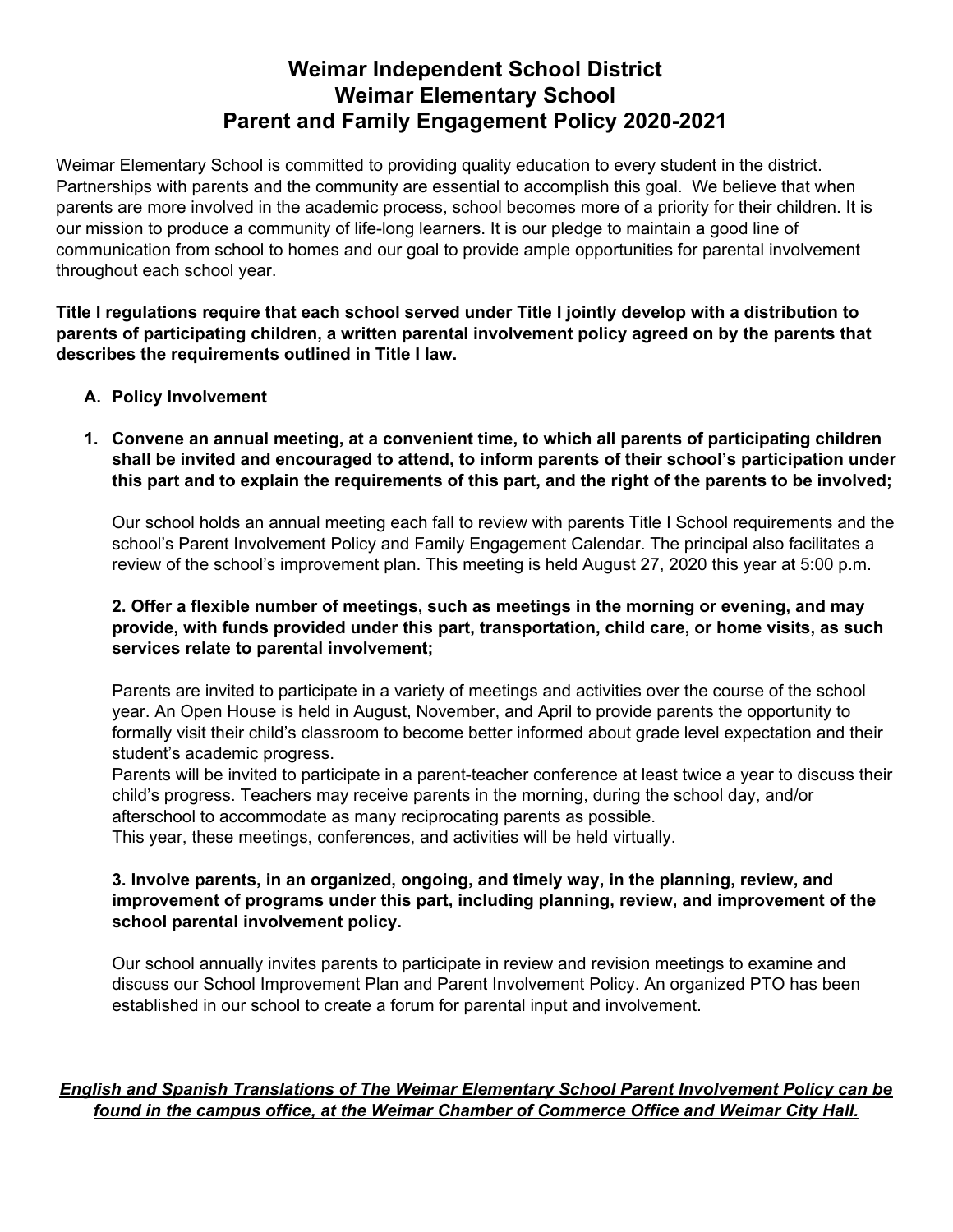# Weimar Independent School District
# Weimar Elementary School
# Parent and Family Engagement Policy 2020-2021

Weimar Elementary School is committed to providing quality education to every student in the district. Partnerships with parents and the community are essential to accomplish this goal. We believe that when parents are more involved in the academic process, school becomes more of a priority for their children. It is our mission to produce a community of life-long learners. It is our pledge to maintain a good line of communication from school to homes and our goal to provide ample opportunities for parental involvement throughout each school year.

**Title I regulations require that each school served under Title I jointly develop with a distribution to parents of participating children, a written parental involvement policy agreed on by the parents that describes the requirements outlined in Title I law.**

**A. Policy Involvement**

**1. Convene an annual meeting, at a convenient time, to which all parents of participating children shall be invited and encouraged to attend, to inform parents of their school's participation under this part and to explain the requirements of this part, and the right of the parents to be involved;**

Our school holds an annual meeting each fall to review with parents Title I School requirements and the school's Parent Involvement Policy and Family Engagement Calendar. The principal also facilitates a review of the school's improvement plan. This meeting is held August 27, 2020 this year at 5:00 p.m.

**2. Offer a flexible number of meetings, such as meetings in the morning or evening, and may provide, with funds provided under this part, transportation, child care, or home visits, as such services relate to parental involvement;**

Parents are invited to participate in a variety of meetings and activities over the course of the school year. An Open House is held in August, November, and April to provide parents the opportunity to formally visit their child's classroom to become better informed about grade level expectation and their student's academic progress.
Parents will be invited to participate in a parent-teacher conference at least twice a year to discuss their child's progress. Teachers may receive parents in the morning, during the school day, and/or afterschool to accommodate as many reciprocating parents as possible.
This year, these meetings, conferences, and activities will be held virtually.

**3. Involve parents, in an organized, ongoing, and timely way, in the planning, review, and improvement of programs under this part, including planning, review, and improvement of the school parental involvement policy.**

Our school annually invites parents to participate in review and revision meetings to examine and discuss our School Improvement Plan and Parent Involvement Policy. An organized PTO has been established in our school to create a forum for parental input and involvement.

***English and Spanish Translations of The Weimar Elementary School Parent Involvement Policy can be found in the campus office, at the Weimar Chamber of Commerce Office and Weimar City Hall.***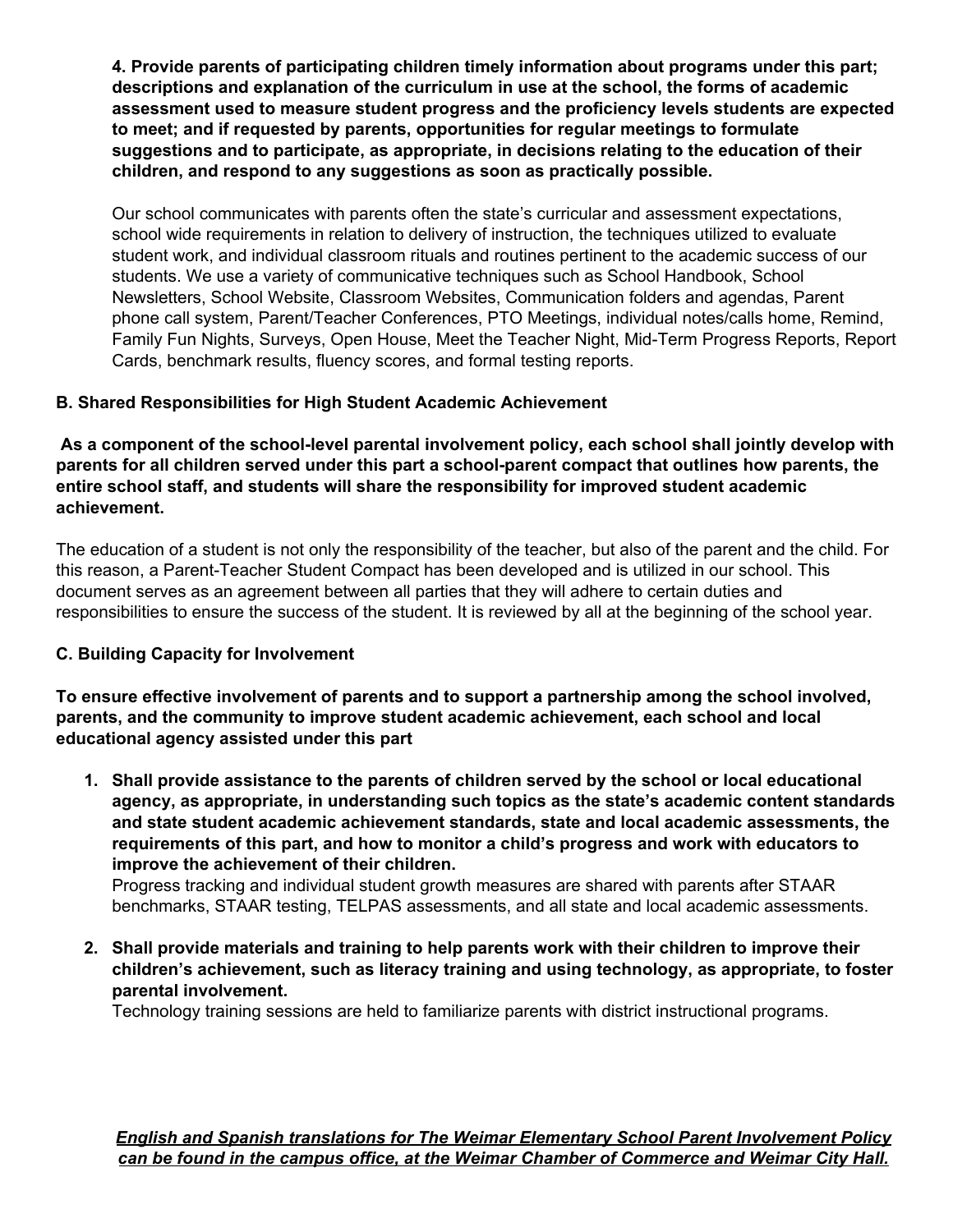**4. Provide parents of participating children timely information about programs under this part; descriptions and explanation of the curriculum in use at the school, the forms of academic assessment used to measure student progress and the proficiency levels students are expected to meet; and if requested by parents, opportunities for regular meetings to formulate suggestions and to participate, as appropriate, in decisions relating to the education of their children, and respond to any suggestions as soon as practically possible.**

Our school communicates with parents often the state's curricular and assessment expectations, school wide requirements in relation to delivery of instruction, the techniques utilized to evaluate student work, and individual classroom rituals and routines pertinent to the academic success of our students. We use a variety of communicative techniques such as School Handbook, School Newsletters, School Website, Classroom Websites, Communication folders and agendas, Parent phone call system, Parent/Teacher Conferences, PTO Meetings, individual notes/calls home, Remind, Family Fun Nights, Surveys, Open House, Meet the Teacher Night, Mid-Term Progress Reports, Report Cards, benchmark results, fluency scores, and formal testing reports.

### B. Shared Responsibilities for High Student Academic Achievement

**As a component of the school-level parental involvement policy, each school shall jointly develop with parents for all children served under this part a school-parent compact that outlines how parents, the entire school staff, and students will share the responsibility for improved student academic achievement.**

The education of a student is not only the responsibility of the teacher, but also of the parent and the child. For this reason, a Parent-Teacher Student Compact has been developed and is utilized in our school. This document serves as an agreement between all parties that they will adhere to certain duties and responsibilities to ensure the success of the student. It is reviewed by all at the beginning of the school year.

### C. Building Capacity for Involvement

**To ensure effective involvement of parents and to support a partnership among the school involved, parents, and the community to improve student academic achievement, each school and local educational agency assisted under this part**

1. **Shall provide assistance to the parents of children served by the school or local educational agency, as appropriate, in understanding such topics as the state's academic content standards and state student academic achievement standards, state and local academic assessments, the requirements of this part, and how to monitor a child's progress and work with educators to improve the achievement of their children.**
   Progress tracking and individual student growth measures are shared with parents after STAAR benchmarks, STAAR testing, TELPAS assessments, and all state and local academic assessments.

2. **Shall provide materials and training to help parents work with their children to improve their children's achievement, such as literacy training and using technology, as appropriate, to foster parental involvement.**
   Technology training sessions are held to familiarize parents with district instructional programs.

***English and Spanish translations for The Weimar Elementary School Parent Involvement Policy can be found in the campus office, at the Weimar Chamber of Commerce and Weimar City Hall.***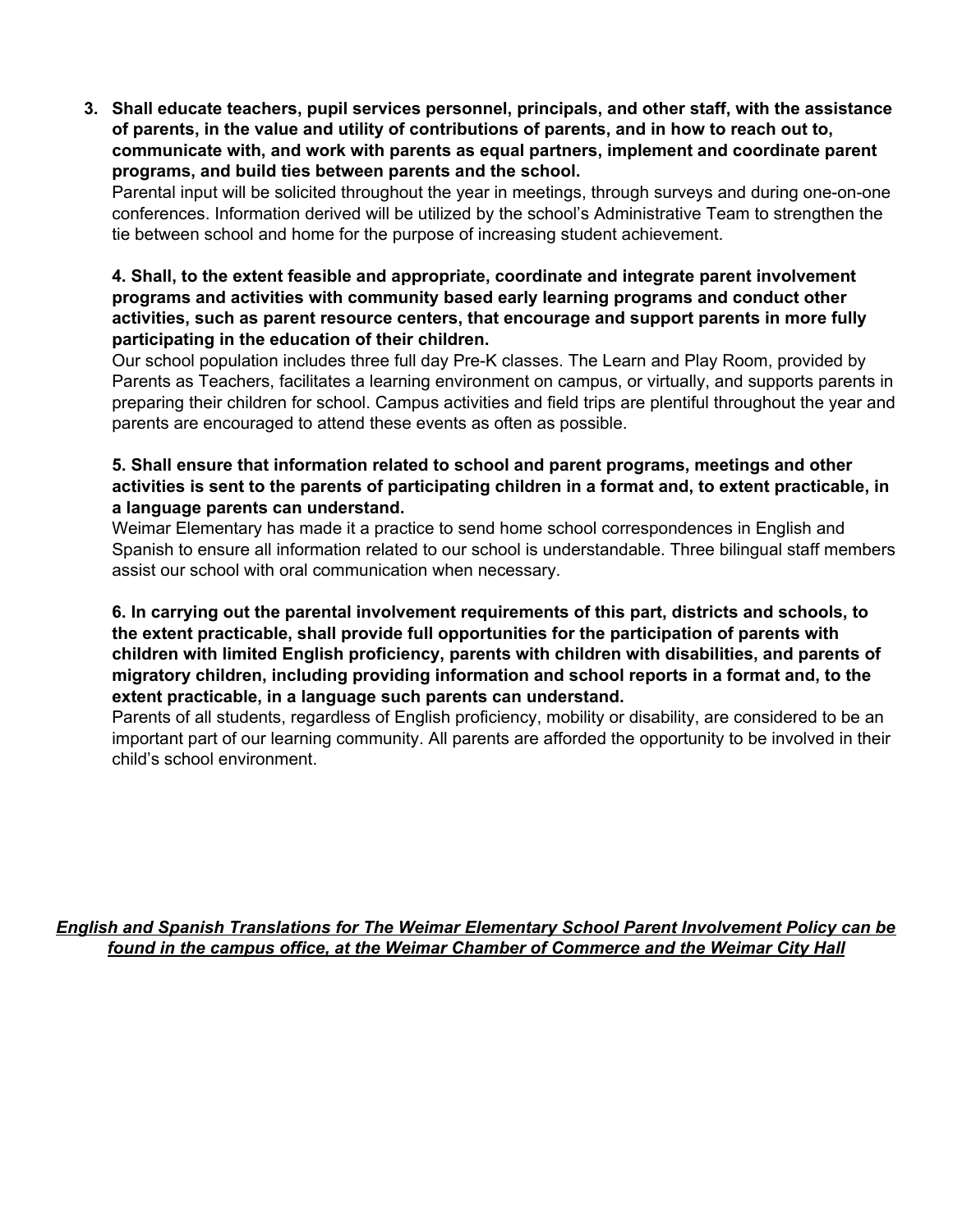3. **Shall educate teachers, pupil services personnel, principals, and other staff, with the assistance of parents, in the value and utility of contributions of parents, and in how to reach out to, communicate with, and work with parents as equal partners, implement and coordinate parent programs, and build ties between parents and the school.**
   Parental input will be solicited throughout the year in meetings, through surveys and during one-on-one conferences. Information derived will be utilized by the school's Administrative Team to strengthen the tie between school and home for the purpose of increasing student achievement.

4. **Shall, to the extent feasible and appropriate, coordinate and integrate parent involvement programs and activities with community based early learning programs and conduct other activities, such as parent resource centers, that encourage and support parents in more fully participating in the education of their children.**
   Our school population includes three full day Pre-K classes. The Learn and Play Room, provided by Parents as Teachers, facilitates a learning environment on campus, or virtually, and supports parents in preparing their children for school. Campus activities and field trips are plentiful throughout the year and parents are encouraged to attend these events as often as possible.

5. **Shall ensure that information related to school and parent programs, meetings and other activities is sent to the parents of participating children in a format and, to extent practicable, in a language parents can understand.**
   Weimar Elementary has made it a practice to send home school correspondences in English and Spanish to ensure all information related to our school is understandable. Three bilingual staff members assist our school with oral communication when necessary.

6. **In carrying out the parental involvement requirements of this part, districts and schools, to the extent practicable, shall provide full opportunities for the participation of parents with children with limited English proficiency, parents with children with disabilities, and parents of migratory children, including providing information and school reports in a format and, to the extent practicable, in a language such parents can understand.**
   Parents of all students, regardless of English proficiency, mobility or disability, are considered to be an important part of our learning community. All parents are afforded the opportunity to be involved in their child's school environment.

***English and Spanish Translations for The Weimar Elementary School Parent Involvement Policy can be found in the campus office, at the Weimar Chamber of Commerce and the Weimar City Hall***